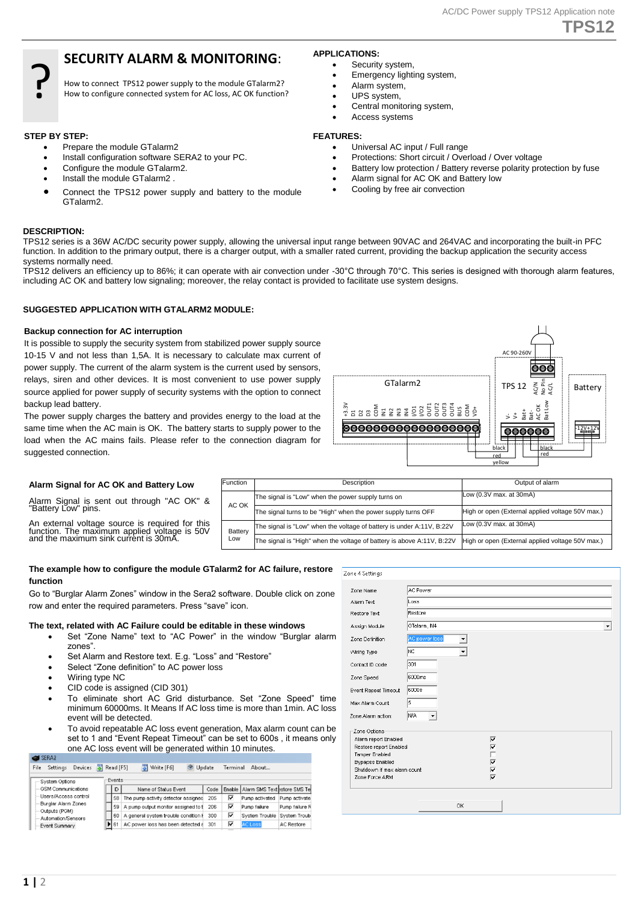# SECURITY ALARM & MONITORING:

How to connect TPS12 power supply to the module GTalarm2?
How to configure connected system for AC loss, AC OK function?

**APPLICATIONS:**

- Security system,
- Emergency lighting system,
- Alarm system,
- UPS system,
- Central monitoring system,
- Access systems

**STEP BY STEP:**

- Prepare the module GTalarm2
- Install configuration software SERA2 to your PC.
- Configure the module GTalarm2.
- Install the module GTalarm2 .
- Connect the TPS12 power supply and battery to the module GTalarm2.

**FEATURES:**

- Universal AC input / Full range
- Protections: Short circuit / Overload / Over voltage
- Battery low protection / Battery reverse polarity protection by fuse
- Alarm signal for AC OK and Battery low
- Cooling by free air convection

**DESCRIPTION:**

TPS12 series is a 36W AC/DC security power supply, allowing the universal input range between 90VAC and 264VAC and incorporating the built-in PFC function. In addition to the primary output, there is a charger output, with a smaller rated current, providing the backup application the security access systems normally need.

TPS12 delivers an efficiency up to 86%; it can operate with air convection under -30°C through 70°C. This series is designed with thorough alarm features, including AC OK and battery low signaling; moreover, the relay contact is provided to facilitate use system designs.

**SUGGESTED APPLICATION WITH GTALARM2 MODULE:**

**Backup connection for AC interruption**

It is possible to supply the security system from stabilized power supply source 10-15 V and not less than 1,5A. It is necessary to calculate max current of power supply. The current of the alarm system is the current used by sensors, relays, siren and other devices. It is most convenient to use power supply source applied for power supply of security systems with the option to connect backup lead battery.

The power supply charges the battery and provides energy to the load at the same time when the AC main is OK. The battery starts to supply power to the load when the AC mains fails. Please refer to the connection diagram for suggested connection.

**Alarm Signal for AC OK and Battery Low**

Alarm Signal is sent out through "AC OK" & "Battery Low" pins.

An external voltage source is required for this function. The maximum applied voltage is 50V and the maximum sink current is 30mA.

| Function | Description | Output of alarm |
|---|---|---|
| AC OK | The signal is "Low" when the power supply turns on | Low (0.3V max. at 30mA) |
| | The signal turns to be "High" when the power supply turns OFF | High or open (External applied voltage 50V max.) |
| Battery Low | The signal is "Low" when the voltage of battery is under A:11V, B:22V | Low (0.3V max. at 30mA) |
| | The signal is "High" when the voltage of battery is above A:11V, B:22V | High or open (External applied voltage 50V max.) |

**The example how to configure the module GTalarm2 for AC failure, restore function**

Go to "Burglar Alarm Zones" window in the Sera2 software. Double click on zone row and enter the required parameters. Press "save" icon.

**The text, related with AC Failure could be editable in these windows**

- Set "Zone Name" text to "AC Power" in the window "Burglar alarm zones".
- Set Alarm and Restore text. E.g. "Loss" and "Restore"
- Select "Zone definition" to AC power loss
- Wiring type NC
- CID code is assigned (CID 301)
- To eliminate short AC Grid disturbance. Set "Zone Speed" time minimum 60000ms. It Means If AC loss time is more than 1min. AC loss event will be detected.
- To avoid repeatable AC loss event generation, Max alarm count can be set to 1 and "Event Repeat Timeout" can be set to 600s , it means only one AC loss event will be generated within 10 minutes.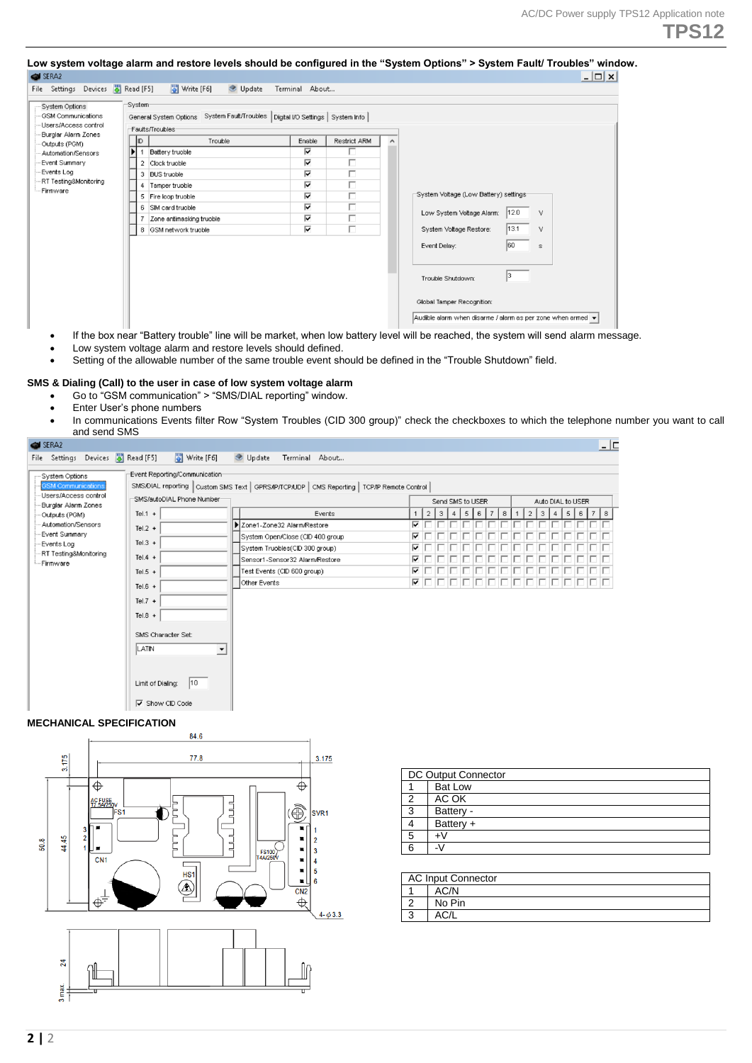**Low system voltage alarm and restore levels should be configured in the "System Options" > System Fault/ Troubles" window.**

- If the box near "Battery trouble" line will be market, when low battery level will be reached, the system will send alarm message.
- Low system voltage alarm and restore levels should defined.
- Setting of the allowable number of the same trouble event should be defined in the "Trouble Shutdown" field.

**SMS & Dialing (Call) to the user in case of low system voltage alarm**

- Go to "GSM communication" > "SMS/DIAL reporting" window.
- Enter User's phone numbers
- In communications Events filter Row "System Troubles (CID 300 group)" check the checkboxes to which the telephone number you want to call and send SMS

**MECHANICAL SPECIFICATION**

| DC Output Connector | |
|---|---|
| 1 | Bat Low |
| 2 | AC OK |
| 3 | Battery - |
| 4 | Battery + |
| 5 | +V |
| 6 | -V |

| AC Input Connector | |
|---|---|
| 1 | AC/N |
| 2 | No Pin |
| 3 | AC/L |